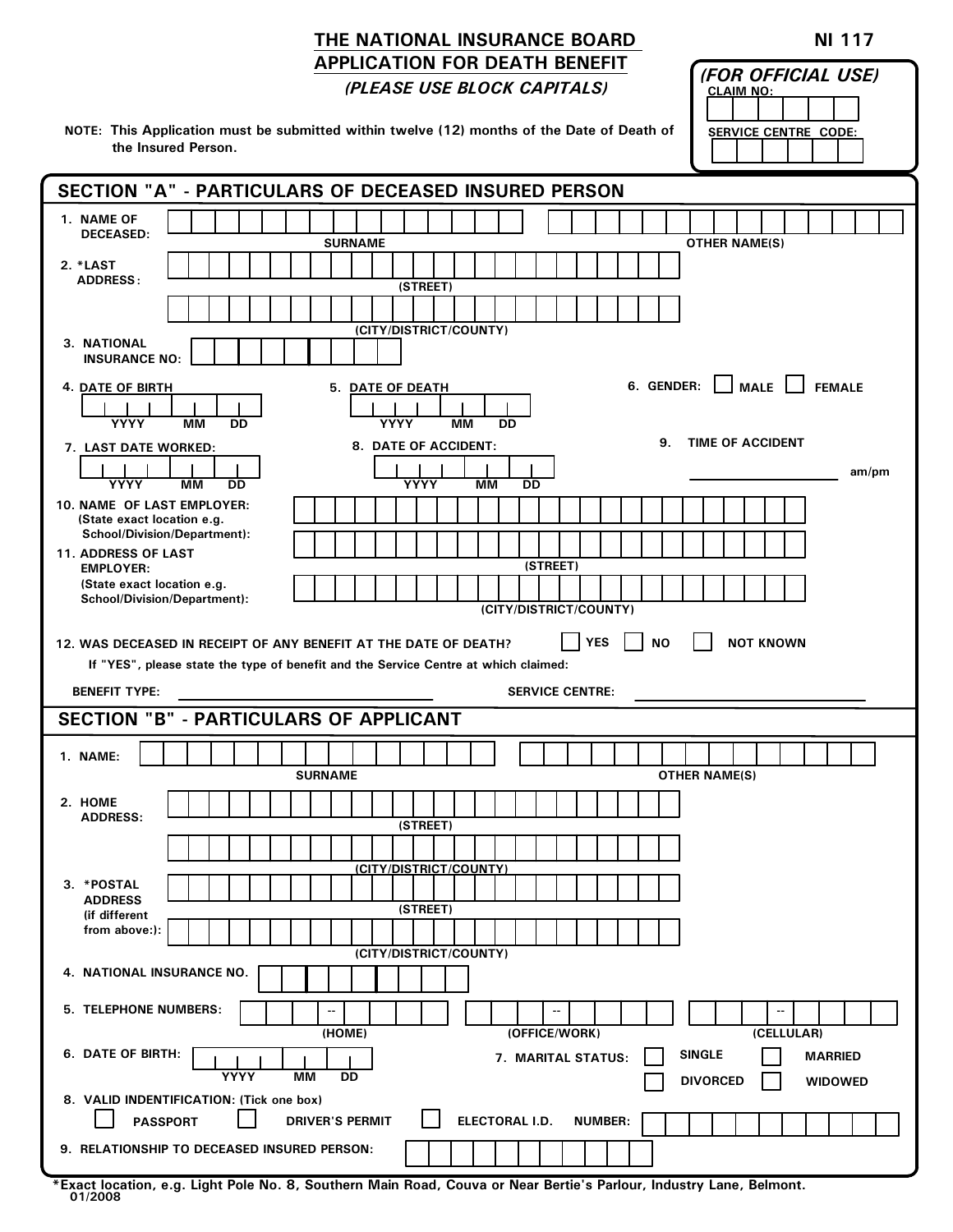# THE NATIONAL INSURANCE BOARD

**NI 117**

## APPLICATION FOR DEATH BENEFIT

***(PLEASE USE BLOCK CAPITALS)***

***(FOR OFFICIAL USE)***

CLAIM NO:

SERVICE CENTRE CODE:

**NOTE: This Application must be submitted within twelve (12) months of the Date of Death of the Insured Person.**

## SECTION "A" - PARTICULARS OF DECEASED INSURED PERSON

1. NAME OF DECEASED: SURNAME ______ OTHER NAME(S) ______

2. *LAST ADDRESS: (STREET) ______ (CITY/DISTRICT/COUNTY) ______

3. NATIONAL INSURANCE NO: ______

4. DATE OF BIRTH: YYYY MM DD

5. DATE OF DEATH: YYYY MM DD

6. GENDER: ☐ MALE ☐ FEMALE

7. LAST DATE WORKED: YYYY MM DD

8. DATE OF ACCIDENT: YYYY MM DD

9. TIME OF ACCIDENT ______ am/pm

10. NAME OF LAST EMPLOYER: (State exact location e.g. School/Division/Department): ______

11. ADDRESS OF LAST EMPLOYER: (State exact location e.g. School/Division/Department): (STREET) ______ (CITY/DISTRICT/COUNTY) ______

12. WAS DECEASED IN RECEIPT OF ANY BENEFIT AT THE DATE OF DEATH? ☐ YES ☐ NO ☐ NOT KNOWN

If "YES", please state the type of benefit and the Service Centre at which claimed:

BENEFIT TYPE: ______ SERVICE CENTRE: ______

## SECTION "B" - PARTICULARS OF APPLICANT

1. NAME: SURNAME ______ OTHER NAME(S) ______

2. HOME ADDRESS: (STREET) ______ (CITY/DISTRICT/COUNTY) ______

3. *POSTAL ADDRESS (if different from above:): (STREET) ______ (CITY/DISTRICT/COUNTY) ______

4. NATIONAL INSURANCE NO. ______

5. TELEPHONE NUMBERS: (HOME) ______ (OFFICE/WORK) ______ (CELLULAR) ______

6. DATE OF BIRTH: YYYY MM DD

7. MARITAL STATUS: ☐ SINGLE ☐ MARRIED ☐ DIVORCED ☐ WIDOWED

8. VALID INDENTIFICATION: (Tick one box)

☐ PASSPORT ☐ DRIVER'S PERMIT ☐ ELECTORAL I.D. NUMBER: ______

9. RELATIONSHIP TO DECEASED INSURED PERSON: ______

*Exact location, e.g. Light Pole No. 8, Southern Main Road, Couva or Near Bertie's Parlour, Industry Lane, Belmont.

01/2008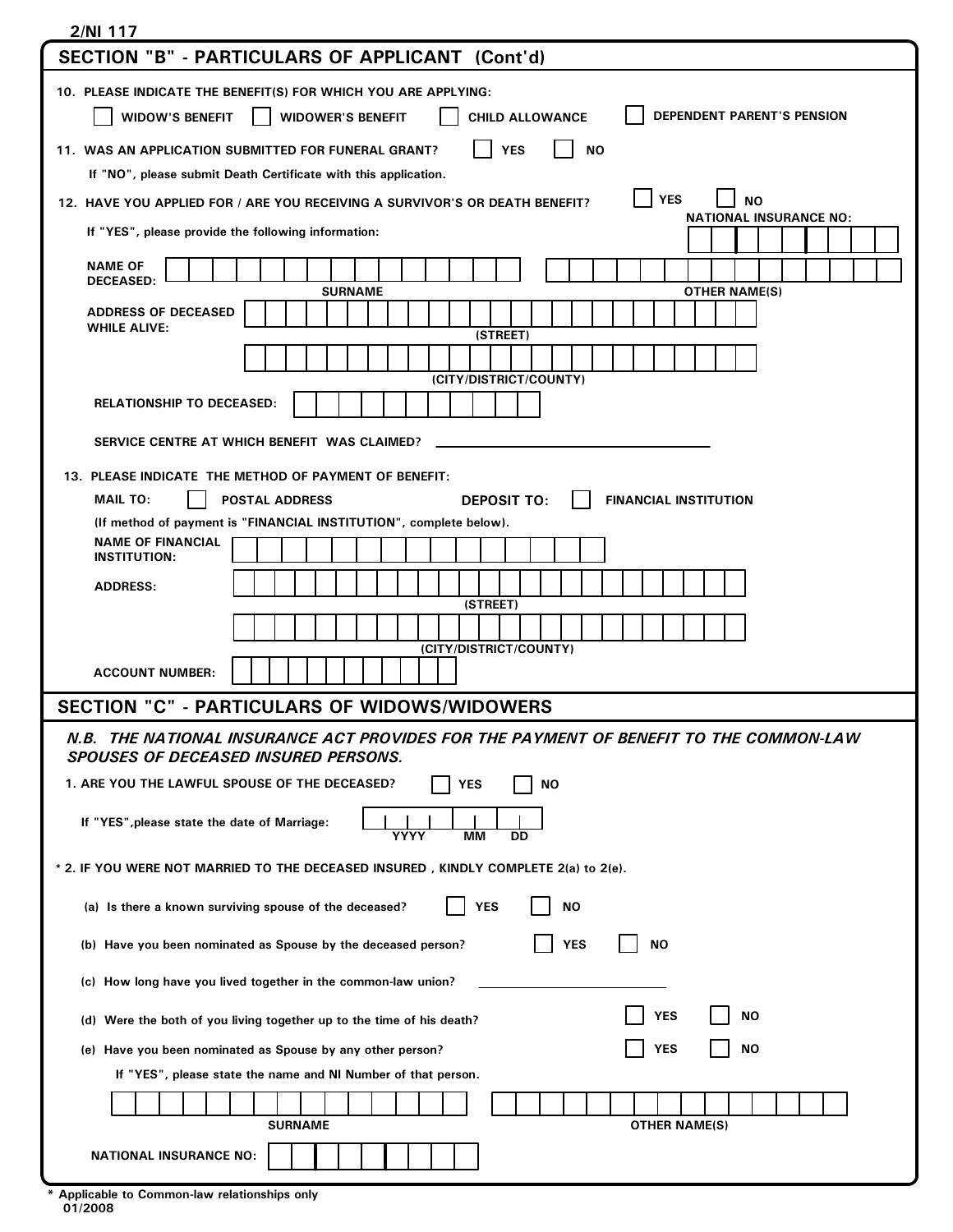2/NI 117

## SECTION "B" - PARTICULARS OF APPLICANT (Cont'd)

10. PLEASE INDICATE THE BENEFIT(S) FOR WHICH YOU ARE APPLYING:

☐ WIDOW'S BENEFIT ☐ WIDOWER'S BENEFIT ☐ CHILD ALLOWANCE ☐ DEPENDENT PARENT'S PENSION

11. WAS AN APPLICATION SUBMITTED FOR FUNERAL GRANT? ☐ YES ☐ NO

If "NO", please submit Death Certificate with this application.

12. HAVE YOU APPLIED FOR / ARE YOU RECEIVING A SURVIVOR'S OR DEATH BENEFIT? ☐ YES ☐ NO

If "YES", please provide the following information:

NATIONAL INSURANCE NO: ____________________

NAME OF DECEASED: ____________________ ____________________
SURNAME OTHER NAME(S)

ADDRESS OF DECEASED WHILE ALIVE: ____________________
(STREET)

____________________
(CITY/DISTRICT/COUNTY)

RELATIONSHIP TO DECEASED: ____________________

SERVICE CENTRE AT WHICH BENEFIT WAS CLAIMED? ____________________

13. PLEASE INDICATE THE METHOD OF PAYMENT OF BENEFIT:

MAIL TO: ☐ POSTAL ADDRESS DEPOSIT TO: ☐ FINANCIAL INSTITUTION

(If method of payment is "FINANCIAL INSTITUTION", complete below).

NAME OF FINANCIAL INSTITUTION: ____________________

ADDRESS: ____________________
(STREET)

____________________
(CITY/DISTRICT/COUNTY)

ACCOUNT NUMBER: ____________________

## SECTION "C" - PARTICULARS OF WIDOWS/WIDOWERS

***N.B. THE NATIONAL INSURANCE ACT PROVIDES FOR THE PAYMENT OF BENEFIT TO THE COMMON-LAW SPOUSES OF DECEASED INSURED PERSONS.***

1. ARE YOU THE LAWFUL SPOUSE OF THE DECEASED? ☐ YES ☐ NO

If "YES",please state the date of Marriage: ____ ____ ____
YYYY MM DD

\* 2. IF YOU WERE NOT MARRIED TO THE DECEASED INSURED , KINDLY COMPLETE 2(a) to 2(e).

(a) Is there a known surviving spouse of the deceased? ☐ YES ☐ NO

(b) Have you been nominated as Spouse by the deceased person? ☐ YES ☐ NO

(c) How long have you lived together in the common-law union? ____________________

(d) Were the both of you living together up to the time of his death? ☐ YES ☐ NO

(e) Have you been nominated as Spouse by any other person? ☐ YES ☐ NO

If "YES", please state the name and NI Number of that person.

____________________ ____________________
SURNAME OTHER NAME(S)

NATIONAL INSURANCE NO: ____________________

\* Applicable to Common-law relationships only

01/2008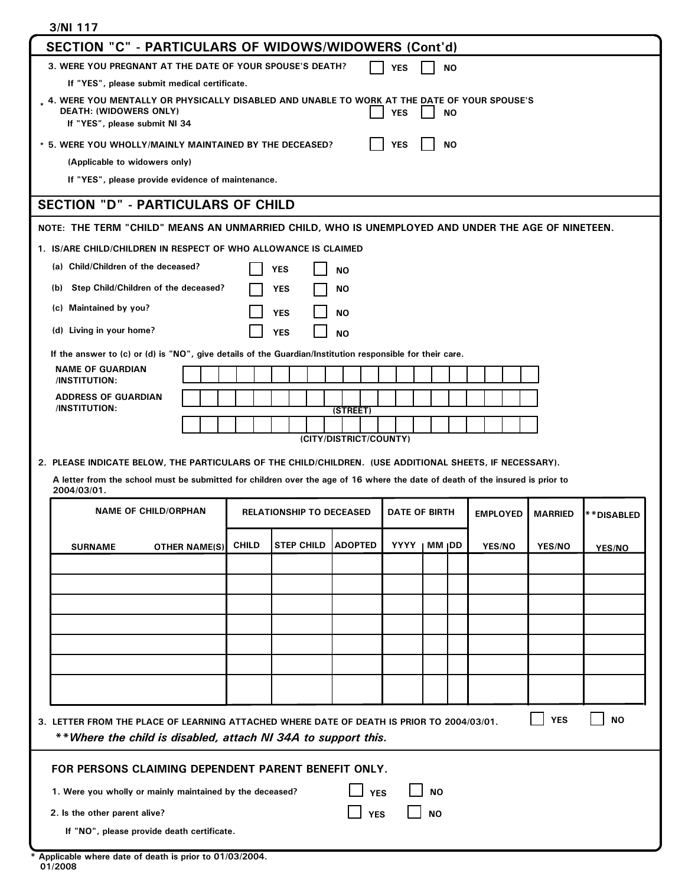3/NI 117

## SECTION "C" - PARTICULARS OF WIDOWS/WIDOWERS (Cont'd)

3. WERE YOU PREGNANT AT THE DATE OF YOUR SPOUSE'S DEATH? ☐ YES ☐ NO

   If "YES", please submit medical certificate.

\* 4. WERE YOU MENTALLY OR PHYSICALLY DISABLED AND UNABLE TO WORK AT THE DATE OF YOUR SPOUSE'S DEATH: (WIDOWERS ONLY) ☐ YES ☐ NO

   If "YES", please submit NI 34

\* 5. WERE YOU WHOLLY/MAINLY MAINTAINED BY THE DECEASED? ☐ YES ☐ NO

   (Applicable to widowers only)

   If "YES", please provide evidence of maintenance.

## SECTION "D" - PARTICULARS OF CHILD

NOTE: THE TERM "CHILD" MEANS AN UNMARRIED CHILD, WHO IS UNEMPLOYED AND UNDER THE AGE OF NINETEEN.

1. IS/ARE CHILD/CHILDREN IN RESPECT OF WHO ALLOWANCE IS CLAIMED

   (a) Child/Children of the deceased? ☐ YES ☐ NO

   (b) Step Child/Children of the deceased? ☐ YES ☐ NO

   (c) Maintained by you? ☐ YES ☐ NO

   (d) Living in your home? ☐ YES ☐ NO

   If the answer to (c) or (d) is "NO", give details of the Guardian/Institution responsible for their care.

   NAME OF GUARDIAN /INSTITUTION: ______________________

   ADDRESS OF GUARDIAN /INSTITUTION: ______________________ (STREET)

   ______________________ (CITY/DISTRICT/COUNTY)

2. PLEASE INDICATE BELOW, THE PARTICULARS OF THE CHILD/CHILDREN. (USE ADDITIONAL SHEETS, IF NECESSARY).

   A letter from the school must be submitted for children over the age of 16 where the date of death of the insured is prior to 2004/03/01.

| NAME OF CHILD/ORPHAN | | RELATIONSHIP TO DECEASED | | | DATE OF BIRTH | | | EMPLOYED | MARRIED | **DISABLED |
|---|---|---|---|---|---|---|---|---|---|---|
| SURNAME | OTHER NAME(S) | CHILD | STEP CHILD | ADOPTED | YYYY | MM | DD | YES/NO | YES/NO | YES/NO |
| | | | | | | | | | | |
| | | | | | | | | | | |
| | | | | | | | | | | |
| | | | | | | | | | | |
| | | | | | | | | | | |
| | | | | | | | | | | |
| | | | | | | | | | | |

3. LETTER FROM THE PLACE OF LEARNING ATTACHED WHERE DATE OF DEATH IS PRIOR TO 2004/03/01. ☐ YES ☐ NO

   ***\*\*Where the child is disabled, attach NI 34A to support this.***

### FOR PERSONS CLAIMING DEPENDENT PARENT BENEFIT ONLY.

1. Were you wholly or mainly maintained by the deceased? ☐ YES ☐ NO

2. Is the other parent alive? ☐ YES ☐ NO

   If "NO", please provide death certificate.

\* Applicable where date of death is prior to 01/03/2004.

01/2008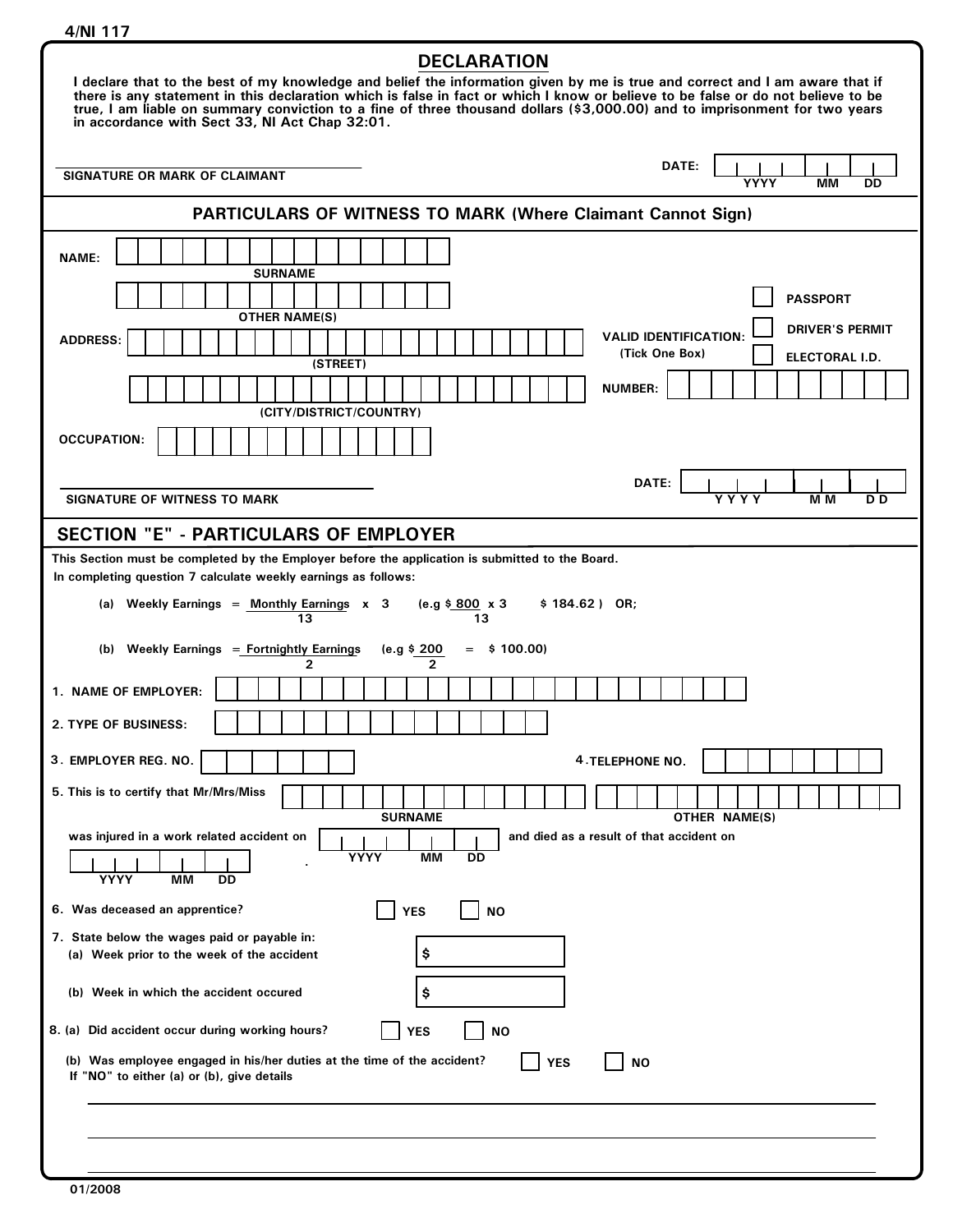4/NI 117

## DECLARATION

**I declare that to the best of my knowledge and belief the information given by me is true and correct and I am aware that if there is any statement in this declaration which is false in fact or which I know or believe to be false or do not believe to be true, I am liable on summary conviction to a fine of three thousand dollars ($3,000.00) and to imprisonment for two years in accordance with Sect 33, NI Act Chap 32:01.**

SIGNATURE OR MARK OF CLAIMANT ______________________ DATE: YYYY MM DD

## PARTICULARS OF WITNESS TO MARK (Where Claimant Cannot Sign)

NAME: ______________________ SURNAME

______________________ OTHER NAME(S)

ADDRESS: ______________________ (STREET)

______________________ (CITY/DISTRICT/COUNTRY)

OCCUPATION: ______________________

VALID IDENTIFICATION: (Tick One Box)
- ☐ PASSPORT
- ☐ DRIVER'S PERMIT
- ☐ ELECTORAL I.D.

NUMBER: ______________________

SIGNATURE OF WITNESS TO MARK ______________________ DATE: YYYY MM DD

## SECTION "E" - PARTICULARS OF EMPLOYER

**This Section must be completed by the Employer before the application is submitted to the Board.**
**In completing question 7 calculate weekly earnings as follows:**

(a) Weekly Earnings $= \frac{\text{Monthly Earnings}}{13} \times 3$ (e.g $ $\frac{800}{13} \times 3$ $ 184.62 ) OR;

(b) Weekly Earnings $= \frac{\text{Fortnightly Earnings}}{2}$ (e.g $ $\frac{200}{2}$ = $ 100.00)

1. NAME OF EMPLOYER: ______________________
2. TYPE OF BUSINESS: ______________________
3. EMPLOYER REG. NO. ______________________
4. TELEPHONE NO. ______________________
5. This is to certify that Mr/Mrs/Miss ______________________ (SURNAME) ______________________ (OTHER NAME(S))

   was injured in a work related accident on YYYY MM DD and died as a result of that accident on YYYY MM DD .

6. Was deceased an apprentice? ☐ YES ☐ NO
7. State below the wages paid or payable in:
   - (a) Week prior to the week of the accident $ ______
   - (b) Week in which the accident occured $ ______
8. (a) Did accident occur during working hours? ☐ YES ☐ NO

   (b) Was employee engaged in his/her duties at the time of the accident? ☐ YES ☐ NO

   If "NO" to either (a) or (b), give details

______________________________________________________________

______________________________________________________________

______________________________________________________________

01/2008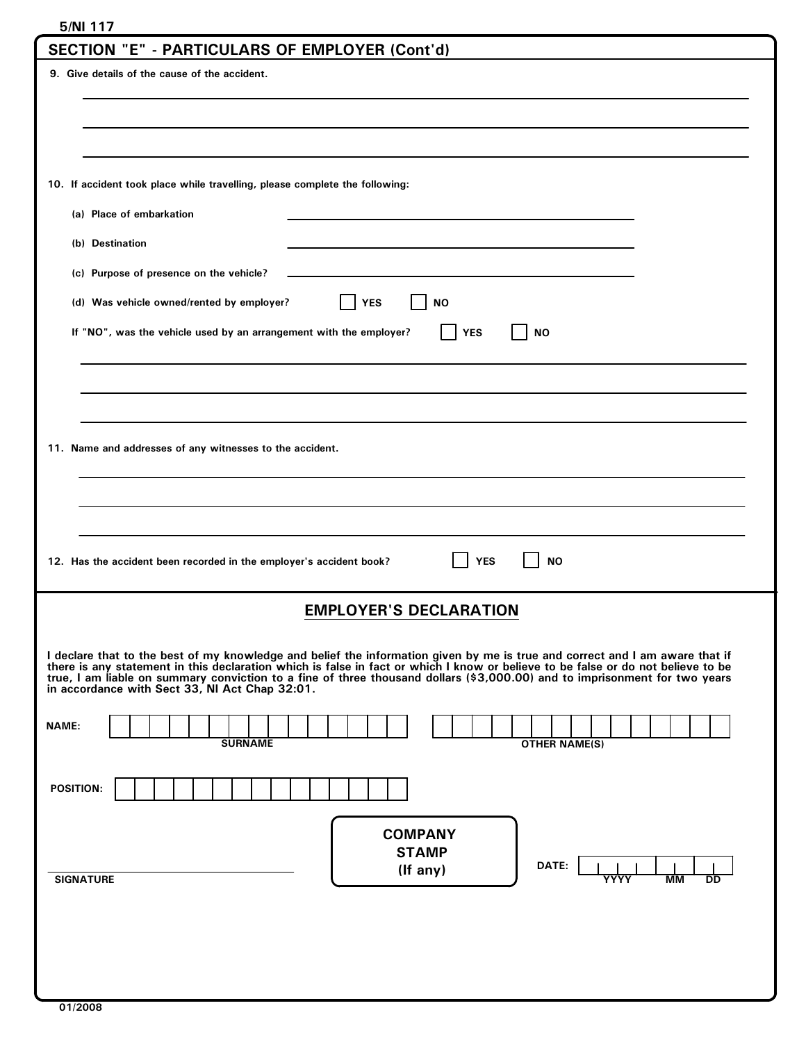5/NI 117

## SECTION "E" - PARTICULARS OF EMPLOYER (Cont'd)

9. Give details of the cause of the accident.

_______________________________________________

_______________________________________________

_______________________________________________

10. If accident took place while travelling, please complete the following:

(a) Place of embarkation _______________________

(b) Destination _______________________

(c) Purpose of presence on the vehicle? _______________________

(d) Was vehicle owned/rented by employer? ☐ YES ☐ NO

If "NO", was the vehicle used by an arrangement with the employer? ☐ YES ☐ NO

_______________________________________________

_______________________________________________

_______________________________________________

11. Name and addresses of any witnesses to the accident.

_______________________________________________

_______________________________________________

_______________________________________________

12. Has the accident been recorded in the employer's accident book? ☐ YES ☐ NO

## EMPLOYER'S DECLARATION

**I declare that to the best of my knowledge and belief the information given by me is true and correct and I am aware that if there is any statement in this declaration which is false in fact or which I know or believe to be false or do not believe to be true, I am liable on summary conviction to a fine of three thousand dollars ($3,000.00) and to imprisonment for two years in accordance with Sect 33, NI Act Chap 32:01.**

NAME: ____________________ (SURNAME) ____________________ (OTHER NAME(S))

POSITION: ____________________

COMPANY STAMP (If any)

_______________________
SIGNATURE

DATE: ______ (YYYY) ___ (MM) ___ (DD)

01/2008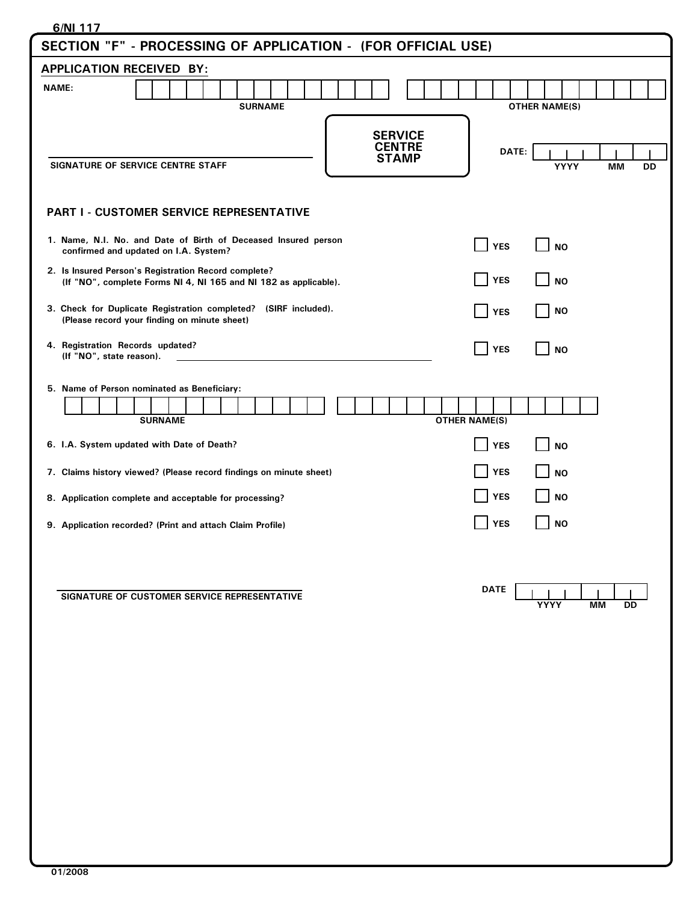6/NI 117

## SECTION "F" - PROCESSING OF APPLICATION - (FOR OFFICIAL USE)

**APPLICATION RECEIVED BY:**

**NAME:** ______________________ (SURNAME) ______________________ (OTHER NAME(S))

______________________
**SIGNATURE OF SERVICE CENTRE STAFF**

**SERVICE CENTRE STAMP**

**DATE:** ____ (YYYY) __ (MM) __ (DD)

### PART I - CUSTOMER SERVICE REPRESENTATIVE

1. Name, N.I. No. and Date of Birth of Deceased Insured person confirmed and updated on I.A. System? ☐ YES ☐ NO
2. Is Insured Person's Registration Record complete? (If "NO", complete Forms NI 4, NI 165 and NI 182 as applicable). ☐ YES ☐ NO
3. Check for Duplicate Registration completed? (SIRF included). (Please record your finding on minute sheet) ☐ YES ☐ NO
4. Registration Records updated? (If "NO", state reason). ______________________ ☐ YES ☐ NO
5. Name of Person nominated as Beneficiary:
   ______________________ (SURNAME) ______________________ (OTHER NAME(S))
6. I.A. System updated with Date of Death? ☐ YES ☐ NO
7. Claims history viewed? (Please record findings on minute sheet) ☐ YES ☐ NO
8. Application complete and acceptable for processing? ☐ YES ☐ NO
9. Application recorded? (Print and attach Claim Profile) ☐ YES ☐ NO

______________________
**SIGNATURE OF CUSTOMER SERVICE REPRESENTATIVE**

**DATE** ____ (YYYY) __ (MM) __ (DD)

01/2008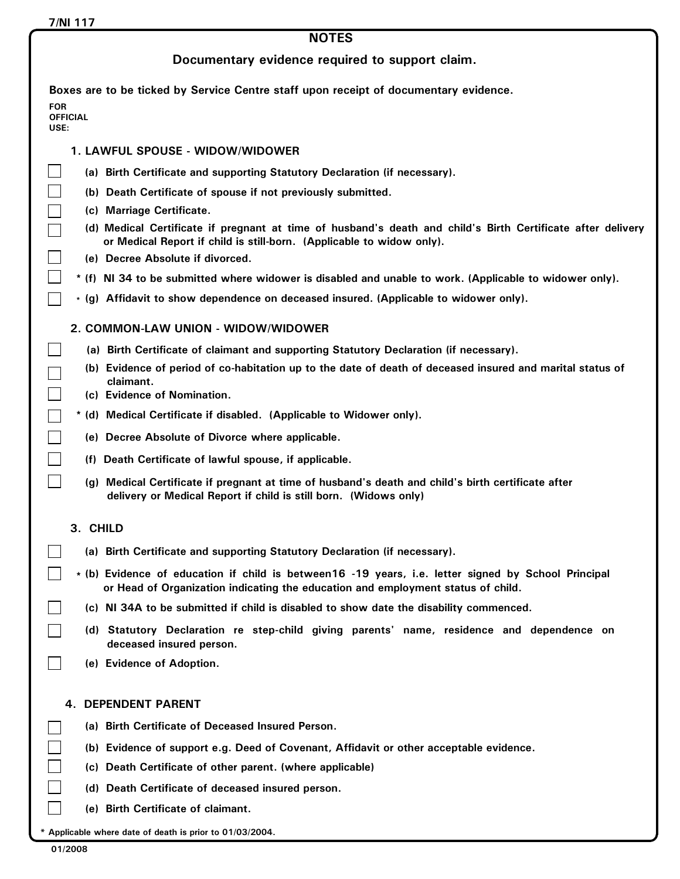7/NI 117

## NOTES

### Documentary evidence required to support claim.

**Boxes are to be ticked by Service Centre staff upon receipt of documentary evidence.**

**FOR OFFICIAL USE:**

**1. LAWFUL SPOUSE - WIDOW/WIDOWER**

- [ ] (a) Birth Certificate and supporting Statutory Declaration (if necessary).
- [ ] (b) Death Certificate of spouse if not previously submitted.
- [ ] (c) Marriage Certificate.
- [ ] (d) Medical Certificate if pregnant at time of husband's death and child's Birth Certificate after delivery or Medical Report if child is still-born. (Applicable to widow only).
- [ ] (e) Decree Absolute if divorced.
- [ ] * (f) NI 34 to be submitted where widower is disabled and unable to work. (Applicable to widower only).
- [ ] * (g) Affidavit to show dependence on deceased insured. (Applicable to widower only).

**2. COMMON-LAW UNION - WIDOW/WIDOWER**

- [ ] (a) Birth Certificate of claimant and supporting Statutory Declaration (if necessary).
- [ ] (b) Evidence of period of co-habitation up to the date of death of deceased insured and marital status of claimant.
- [ ] (c) Evidence of Nomination.
- [ ] * (d) Medical Certificate if disabled. (Applicable to Widower only).
- [ ] (e) Decree Absolute of Divorce where applicable.
- [ ] (f) Death Certificate of lawful spouse, if applicable.
- [ ] (g) Medical Certificate if pregnant at time of husband's death and child's birth certificate after delivery or Medical Report if child is still born. (Widows only)

**3. CHILD**

- [ ] (a) Birth Certificate and supporting Statutory Declaration (if necessary).
- [ ] * (b) Evidence of education if child is between16 -19 years, i.e. letter signed by School Principal or Head of Organization indicating the education and employment status of child.
- [ ] (c) NI 34A to be submitted if child is disabled to show date the disability commenced.
- [ ] (d) Statutory Declaration re step-child giving parents' name, residence and dependence on deceased insured person.
- [ ] (e) Evidence of Adoption.

**4. DEPENDENT PARENT**

- [ ] (a) Birth Certificate of Deceased Insured Person.
- [ ] (b) Evidence of support e.g. Deed of Covenant, Affidavit or other acceptable evidence.
- [ ] (c) Death Certificate of other parent. (where applicable)
- [ ] (d) Death Certificate of deceased insured person.
- [ ] (e) Birth Certificate of claimant.

**\* Applicable where date of death is prior to 01/03/2004.**

01/2008